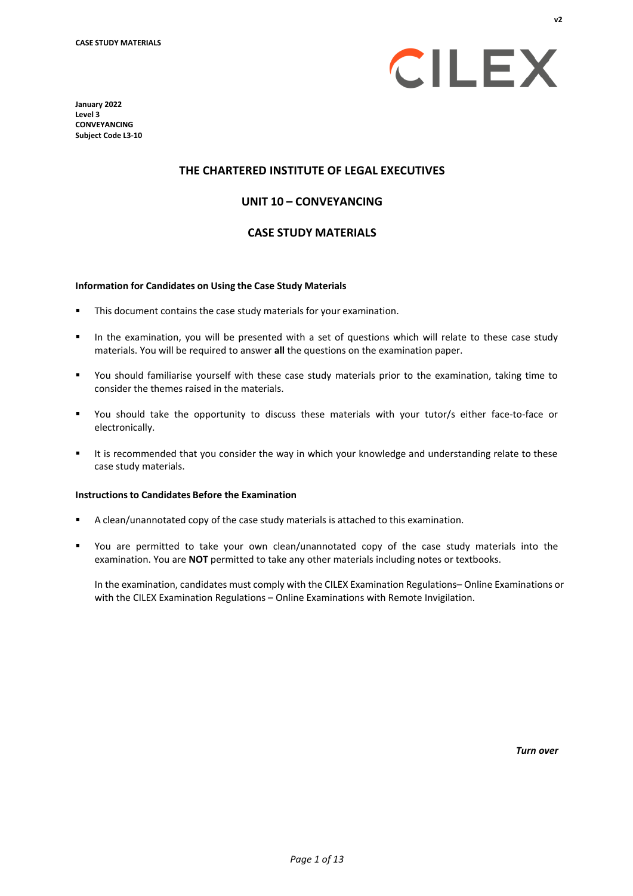CASE STUDY MATERIALS

v2

January 2022
Level 3
CONVEYANCING
Subject Code L3-10

# THE CHARTERED INSTITUTE OF LEGAL EXECUTIVES

## UNIT 10 – CONVEYANCING

## CASE STUDY MATERIALS

**Information for Candidates on Using the Case Study Materials**

- This document contains the case study materials for your examination.
- In the examination, you will be presented with a set of questions which will relate to these case study materials. You will be required to answer **all** the questions on the examination paper.
- You should familiarise yourself with these case study materials prior to the examination, taking time to consider the themes raised in the materials.
- You should take the opportunity to discuss these materials with your tutor/s either face-to-face or electronically.
- It is recommended that you consider the way in which your knowledge and understanding relate to these case study materials.

**Instructions to Candidates Before the Examination**

- A clean/unannotated copy of the case study materials is attached to this examination.
- You are permitted to take your own clean/unannotated copy of the case study materials into the examination. You are **NOT** permitted to take any other materials including notes or textbooks.

  In the examination, candidates must comply with the CILEX Examination Regulations– Online Examinations or with the CILEX Examination Regulations – Online Examinations with Remote Invigilation.

*Turn over*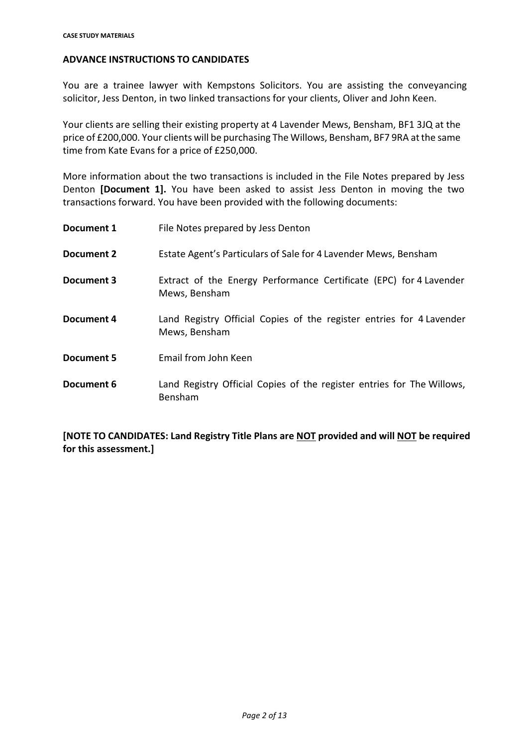## ADVANCE INSTRUCTIONS TO CANDIDATES

You are a trainee lawyer with Kempstons Solicitors. You are assisting the conveyancing solicitor, Jess Denton, in two linked transactions for your clients, Oliver and John Keen.

Your clients are selling their existing property at 4 Lavender Mews, Bensham, BF1 3JQ at the price of £200,000. Your clients will be purchasing The Willows, Bensham, BF7 9RA at the same time from Kate Evans for a price of £250,000.

More information about the two transactions is included in the File Notes prepared by Jess Denton **[Document 1].** You have been asked to assist Jess Denton in moving the two transactions forward. You have been provided with the following documents:

| | |
|---|---|
| **Document 1** | File Notes prepared by Jess Denton |
| **Document 2** | Estate Agent's Particulars of Sale for 4 Lavender Mews, Bensham |
| **Document 3** | Extract of the Energy Performance Certificate (EPC) for 4 Lavender Mews, Bensham |
| **Document 4** | Land Registry Official Copies of the register entries for 4 Lavender Mews, Bensham |
| **Document 5** | Email from John Keen |
| **Document 6** | Land Registry Official Copies of the register entries for The Willows, Bensham |

**[NOTE TO CANDIDATES: Land Registry Title Plans are NOT provided and will NOT be required for this assessment.]**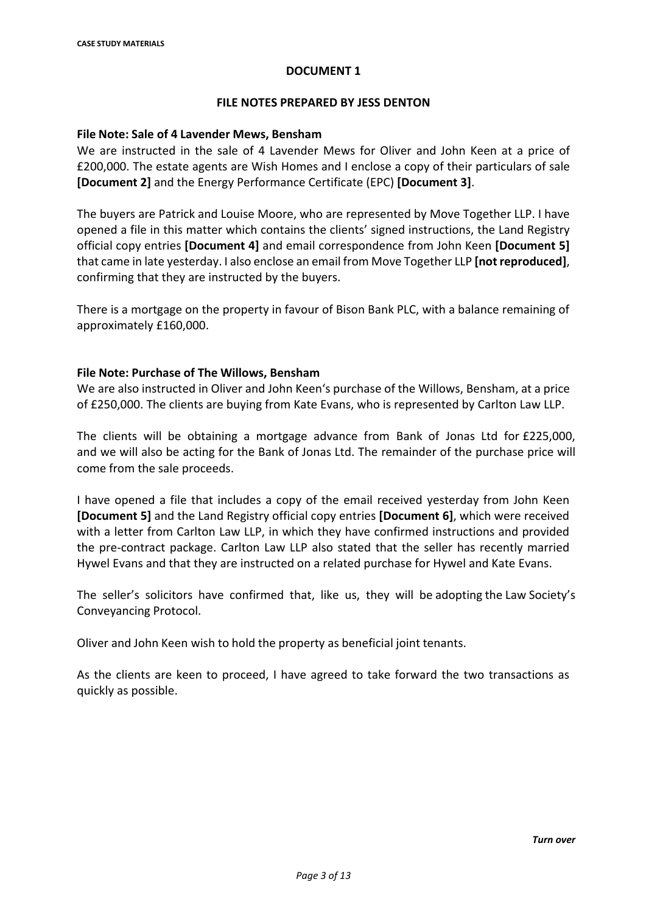**CASE STUDY MATERIALS**

## DOCUMENT 1

### FILE NOTES PREPARED BY JESS DENTON

**File Note: Sale of 4 Lavender Mews, Bensham**

We are instructed in the sale of 4 Lavender Mews for Oliver and John Keen at a price of £200,000. The estate agents are Wish Homes and I enclose a copy of their particulars of sale **[Document 2]** and the Energy Performance Certificate (EPC) **[Document 3]**.

The buyers are Patrick and Louise Moore, who are represented by Move Together LLP. I have opened a file in this matter which contains the clients' signed instructions, the Land Registry official copy entries **[Document 4]** and email correspondence from John Keen **[Document 5]** that came in late yesterday. I also enclose an email from Move Together LLP **[not reproduced]**, confirming that they are instructed by the buyers.

There is a mortgage on the property in favour of Bison Bank PLC, with a balance remaining of approximately £160,000.

**File Note: Purchase of The Willows, Bensham**

We are also instructed in Oliver and John Keen's purchase of the Willows, Bensham, at a price of £250,000. The clients are buying from Kate Evans, who is represented by Carlton Law LLP.

The clients will be obtaining a mortgage advance from Bank of Jonas Ltd for £225,000, and we will also be acting for the Bank of Jonas Ltd. The remainder of the purchase price will come from the sale proceeds.

I have opened a file that includes a copy of the email received yesterday from John Keen **[Document 5]** and the Land Registry official copy entries **[Document 6]**, which were received with a letter from Carlton Law LLP, in which they have confirmed instructions and provided the pre-contract package. Carlton Law LLP also stated that the seller has recently married Hywel Evans and that they are instructed on a related purchase for Hywel and Kate Evans.

The seller's solicitors have confirmed that, like us, they will be adopting the Law Society's Conveyancing Protocol.

Oliver and John Keen wish to hold the property as beneficial joint tenants.

As the clients are keen to proceed, I have agreed to take forward the two transactions as quickly as possible.

***Turn over***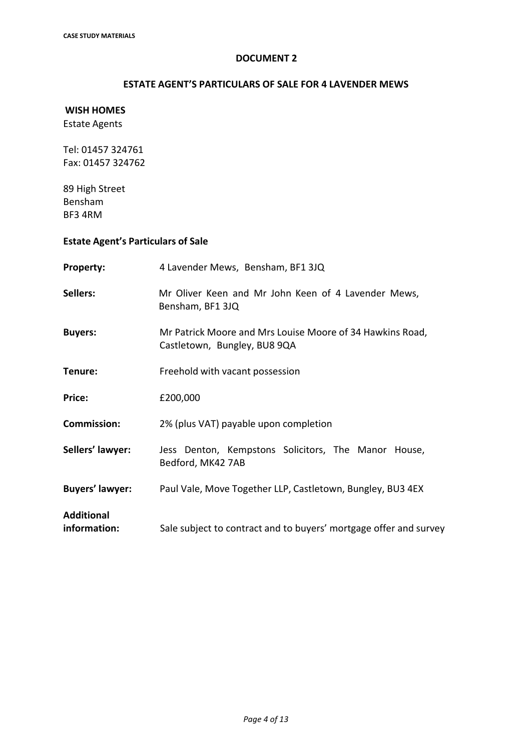**CASE STUDY MATERIALS**

## DOCUMENT 2

## ESTATE AGENT'S PARTICULARS OF SALE FOR 4 LAVENDER MEWS

**WISH HOMES**
Estate Agents

Tel: 01457 324761
Fax: 01457 324762

89 High Street
Bensham
BF3 4RM

**Estate Agent's Particulars of Sale**

| | |
|---|---|
| **Property:** | 4 Lavender Mews, Bensham, BF1 3JQ |
| **Sellers:** | Mr Oliver Keen and Mr John Keen of 4 Lavender Mews, Bensham, BF1 3JQ |
| **Buyers:** | Mr Patrick Moore and Mrs Louise Moore of 34 Hawkins Road, Castletown, Bungley, BU8 9QA |
| **Tenure:** | Freehold with vacant possession |
| **Price:** | £200,000 |
| **Commission:** | 2% (plus VAT) payable upon completion |
| **Sellers' lawyer:** | Jess Denton, Kempstons Solicitors, The Manor House, Bedford, MK42 7AB |
| **Buyers' lawyer:** | Paul Vale, Move Together LLP, Castletown, Bungley, BU3 4EX |
| **Additional information:** | Sale subject to contract and to buyers' mortgage offer and survey |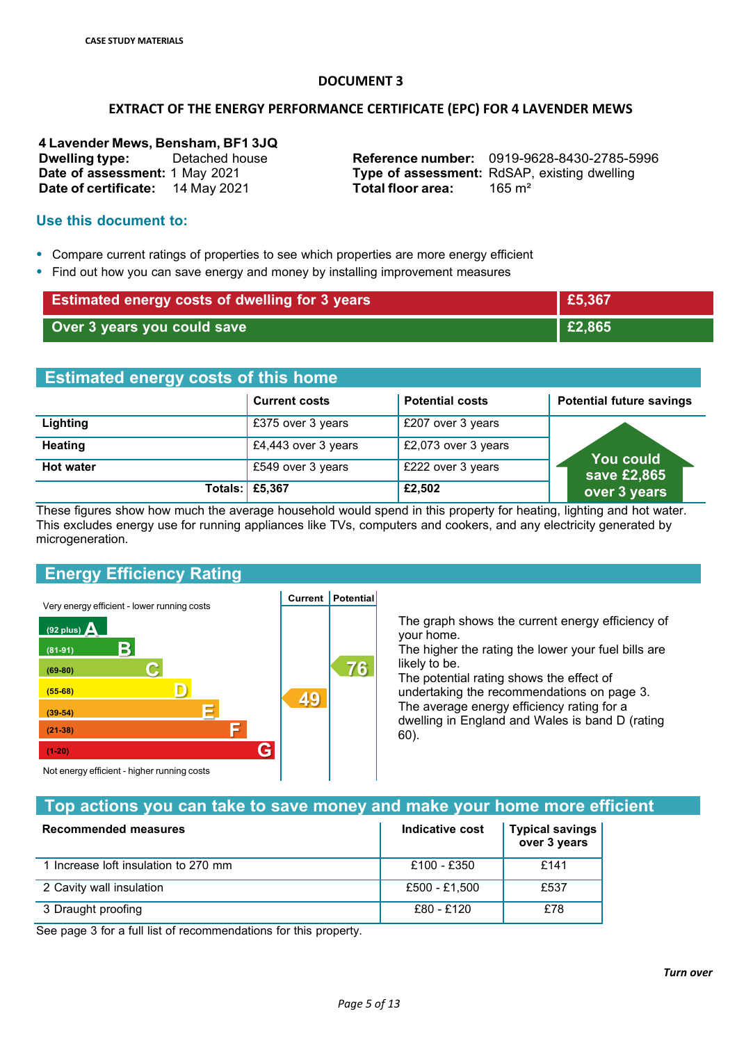CASE STUDY MATERIALS

## DOCUMENT 3

### EXTRACT OF THE ENERGY PERFORMANCE CERTIFICATE (EPC) FOR 4 LAVENDER MEWS

**4 Lavender Mews, Bensham, BF1 3JQ**

**Dwelling type:** Detached house
**Date of assessment:** 1 May 2021
**Date of certificate:** 14 May 2021

**Reference number:** 0919-9628-8430-2785-5996
**Type of assessment:** RdSAP, existing dwelling
**Total floor area:** 165 m²

### Use this document to:

- Compare current ratings of properties to see which properties are more energy efficient
- Find out how you can save energy and money by installing improvement measures

| | |
|---|---|
| **Estimated energy costs of dwelling for 3 years** | **£5,367** |
| **Over 3 years you could save** | **£2,865** |

## Estimated energy costs of this home

| | Current costs | Potential costs | Potential future savings |
|---|---|---|---|
| **Lighting** | £375 over 3 years | £207 over 3 years | You could save £2,865 over 3 years |
| **Heating** | £4,443 over 3 years | £2,073 over 3 years | |
| **Hot water** | £549 over 3 years | £222 over 3 years | |
| **Totals:** | **£5,367** | **£2,502** | |

These figures show how much the average household would spend in this property for heating, lighting and hot water. This excludes energy use for running appliances like TVs, computers and cookers, and any electricity generated by microgeneration.

## Energy Efficiency Rating

Very energy efficient - lower running costs

| Rating band | Current | Potential |
|---|---|---|
| (92 plus) A | | |
| (81-91) B | | |
| (69-80) C | | 76 |
| (55-68) D | | |
| (39-54) E | 49 | |
| (21-38) F | | |
| (1-20) G | | |

Not energy efficient - higher running costs

The graph shows the current energy efficiency of your home.
The higher the rating the lower your fuel bills are likely to be.
The potential rating shows the effect of undertaking the recommendations on page 3.
The average energy efficiency rating for a dwelling in England and Wales is band D (rating 60).

## Top actions you can take to save money and make your home more efficient

| Recommended measures | Indicative cost | Typical savings over 3 years |
|---|---|---|
| 1 Increase loft insulation to 270 mm | £100 - £350 | £141 |
| 2 Cavity wall insulation | £500 - £1,500 | £537 |
| 3 Draught proofing | £80 - £120 | £78 |

See page 3 for a full list of recommendations for this property.

*Turn over*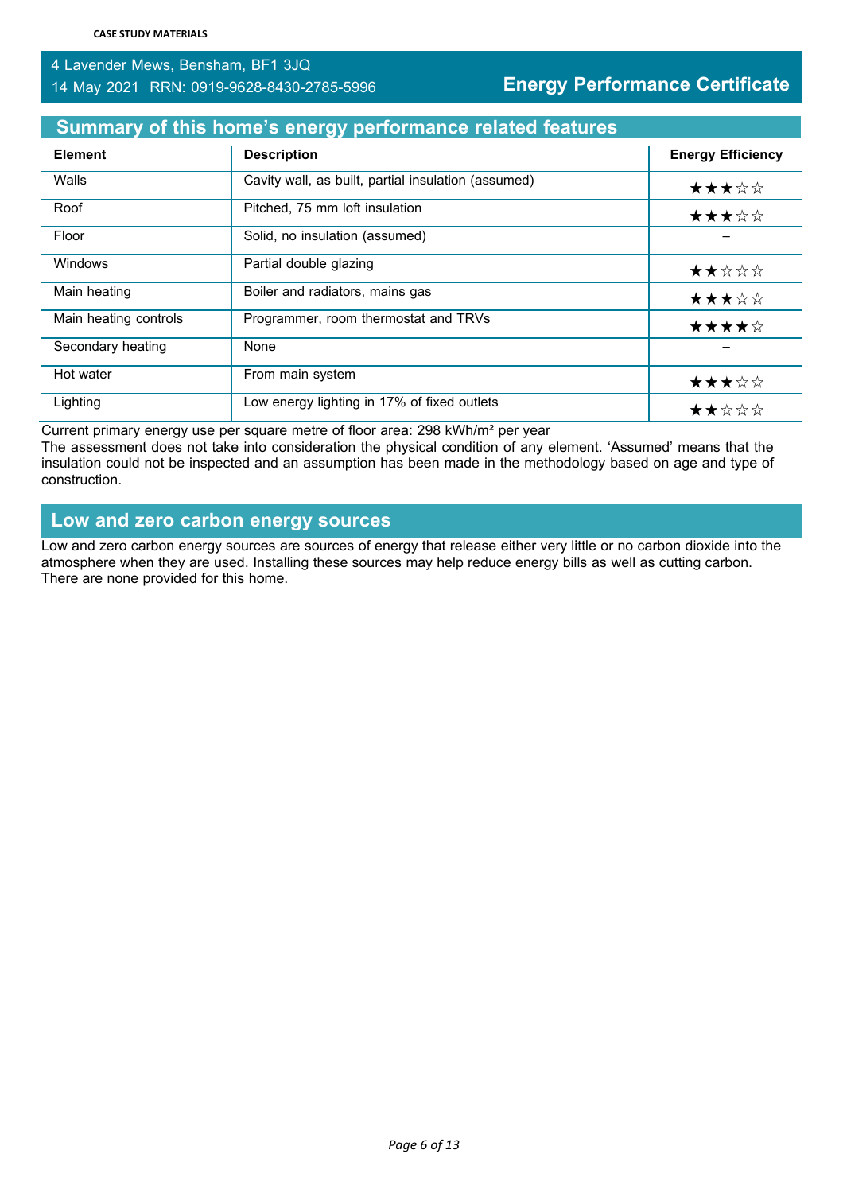4 Lavender Mews, Bensham, BF1 3JQ
14 May 2021 RRN: 0919-9628-8430-2785-5996

**Energy Performance Certificate**

## Summary of this home's energy performance related features

| Element | Description | Energy Efficiency |
|---|---|---|
| Walls | Cavity wall, as built, partial insulation (assumed) | ★★★☆☆ |
| Roof | Pitched, 75 mm loft insulation | ★★★☆☆ |
| Floor | Solid, no insulation (assumed) | – |
| Windows | Partial double glazing | ★★☆☆☆ |
| Main heating | Boiler and radiators, mains gas | ★★★☆☆ |
| Main heating controls | Programmer, room thermostat and TRVs | ★★★★☆ |
| Secondary heating | None | – |
| Hot water | From main system | ★★★☆☆ |
| Lighting | Low energy lighting in 17% of fixed outlets | ★★☆☆☆ |

Current primary energy use per square metre of floor area: 298 kWh/m² per year

The assessment does not take into consideration the physical condition of any element. 'Assumed' means that the insulation could not be inspected and an assumption has been made in the methodology based on age and type of construction.

## Low and zero carbon energy sources

Low and zero carbon energy sources are sources of energy that release either very little or no carbon dioxide into the atmosphere when they are used. Installing these sources may help reduce energy bills as well as cutting carbon. There are none provided for this home.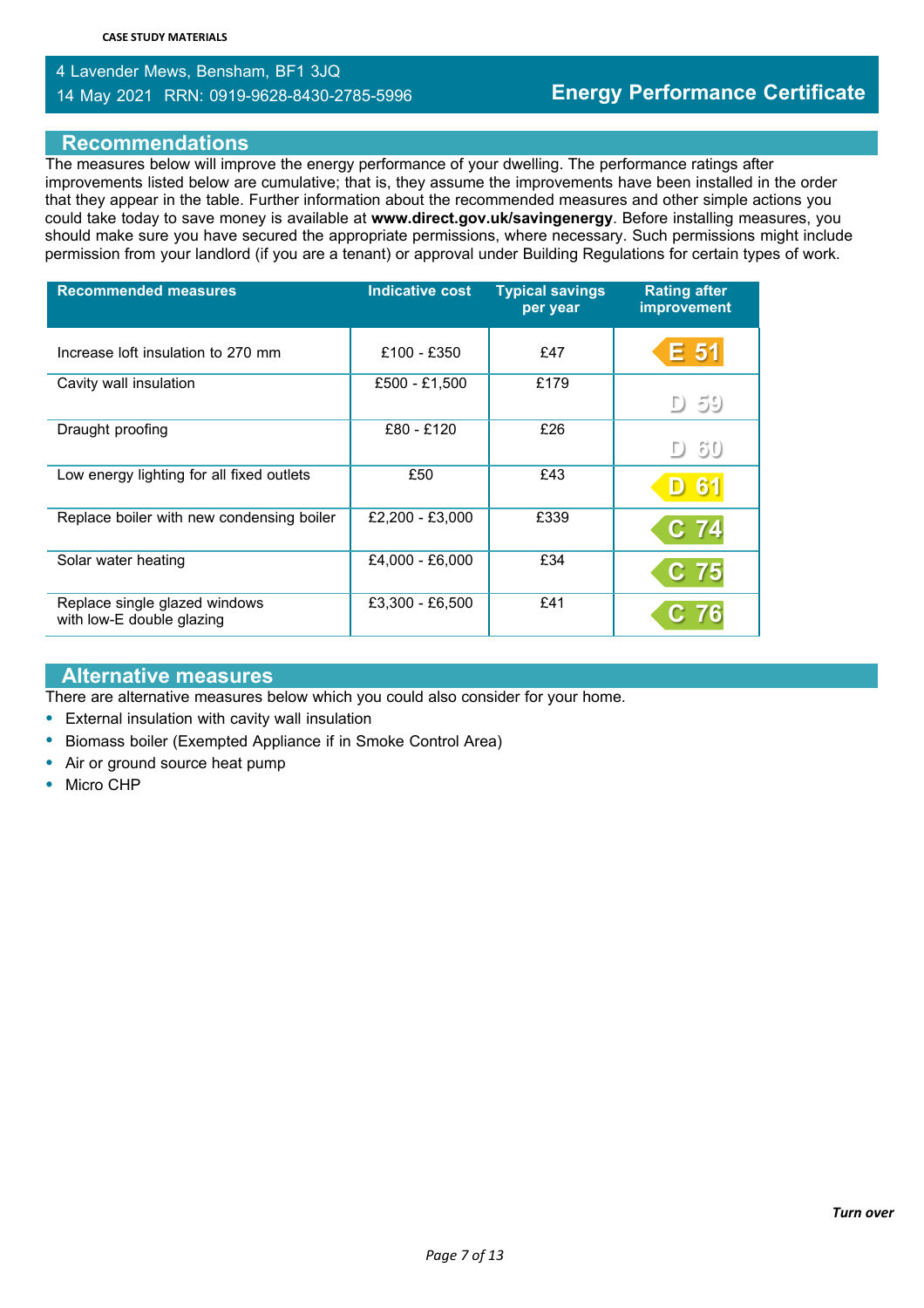CASE STUDY MATERIALS

4 Lavender Mews, Bensham, BF1 3JQ
14 May 2021 RRN: 0919-9628-8430-2785-5996

# Energy Performance Certificate

## Recommendations

The measures below will improve the energy performance of your dwelling. The performance ratings after improvements listed below are cumulative; that is, they assume the improvements have been installed in the order that they appear in the table. Further information about the recommended measures and other simple actions you could take today to save money is available at **www.direct.gov.uk/savingenergy**. Before installing measures, you should make sure you have secured the appropriate permissions, where necessary. Such permissions might include permission from your landlord (if you are a tenant) or approval under Building Regulations for certain types of work.

| Recommended measures | Indicative cost | Typical savings per year | Rating after improvement |
|---|---|---|---|
| Increase loft insulation to 270 mm | £100 - £350 | £47 | E 51 |
| Cavity wall insulation | £500 - £1,500 | £179 | D 59 |
| Draught proofing | £80 - £120 | £26 | D 60 |
| Low energy lighting for all fixed outlets | £50 | £43 | D 61 |
| Replace boiler with new condensing boiler | £2,200 - £3,000 | £339 | C 74 |
| Solar water heating | £4,000 - £6,000 | £34 | C 75 |
| Replace single glazed windows with low-E double glazing | £3,300 - £6,500 | £41 | C 76 |

## Alternative measures

There are alternative measures below which you could also consider for your home.

- External insulation with cavity wall insulation
- Biomass boiler (Exempted Appliance if in Smoke Control Area)
- Air or ground source heat pump
- Micro CHP

*Turn over*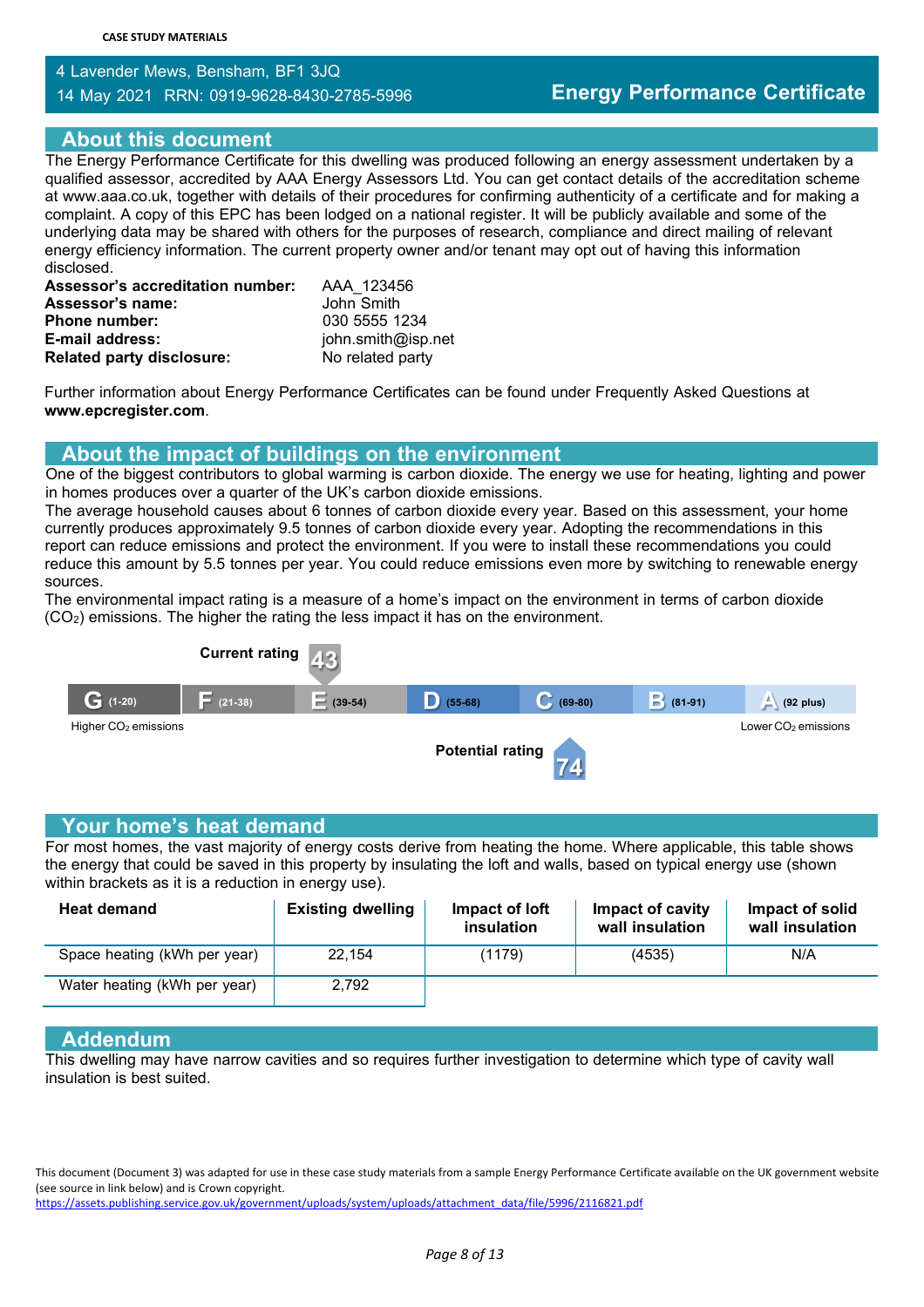CASE STUDY MATERIALS

4 Lavender Mews, Bensham, BF1 3JQ
14 May 2021 RRN: 0919-9628-8430-2785-5996

# Energy Performance Certificate

## About this document

The Energy Performance Certificate for this dwelling was produced following an energy assessment undertaken by a qualified assessor, accredited by AAA Energy Assessors Ltd. You can get contact details of the accreditation scheme at www.aaa.co.uk, together with details of their procedures for confirming authenticity of a certificate and for making a complaint. A copy of this EPC has been lodged on a national register. It will be publicly available and some of the underlying data may be shared with others for the purposes of research, compliance and direct mailing of relevant energy efficiency information. The current property owner and/or tenant may opt out of having this information disclosed.

**Assessor's accreditation number:** AAA_123456
**Assessor's name:** John Smith
**Phone number:** 030 5555 1234
**E-mail address:** john.smith@isp.net
**Related party disclosure:** No related party

Further information about Energy Performance Certificates can be found under Frequently Asked Questions at **www.epcregister.com**.

## About the impact of buildings on the environment

One of the biggest contributors to global warming is carbon dioxide. The energy we use for heating, lighting and power in homes produces over a quarter of the UK's carbon dioxide emissions.

The average household causes about 6 tonnes of carbon dioxide every year. Based on this assessment, your home currently produces approximately 9.5 tonnes of carbon dioxide every year. Adopting the recommendations in this report can reduce emissions and protect the environment. If you were to install these recommendations you could reduce this amount by 5.5 tonnes per year. You could reduce emissions even more by switching to renewable energy sources.

The environmental impact rating is a measure of a home's impact on the environment in terms of carbon dioxide ($CO_2$) emissions. The higher the rating the less impact it has on the environment.

Current rating 43

| G (1-20) | F (21-38) | E (39-54) | D (55-68) | C (69-80) | B (81-91) | A (92 plus) |
|---|---|---|---|---|---|---|

Higher $CO_2$ emissions — Lower $CO_2$ emissions

Potential rating 74

## Your home's heat demand

For most homes, the vast majority of energy costs derive from heating the home. Where applicable, this table shows the energy that could be saved in this property by insulating the loft and walls, based on typical energy use (shown within brackets as it is a reduction in energy use).

| Heat demand | Existing dwelling | Impact of loft insulation | Impact of cavity wall insulation | Impact of solid wall insulation |
|---|---|---|---|---|
| Space heating (kWh per year) | 22,154 | (1179) | (4535) | N/A |
| Water heating (kWh per year) | 2,792 | | | |

## Addendum

This dwelling may have narrow cavities and so requires further investigation to determine which type of cavity wall insulation is best suited.

This document (Document 3) was adapted for use in these case study materials from a sample Energy Performance Certificate available on the UK government website (see source in link below) and is Crown copyright.
https://assets.publishing.service.gov.uk/government/uploads/system/uploads/attachment_data/file/5996/2116821.pdf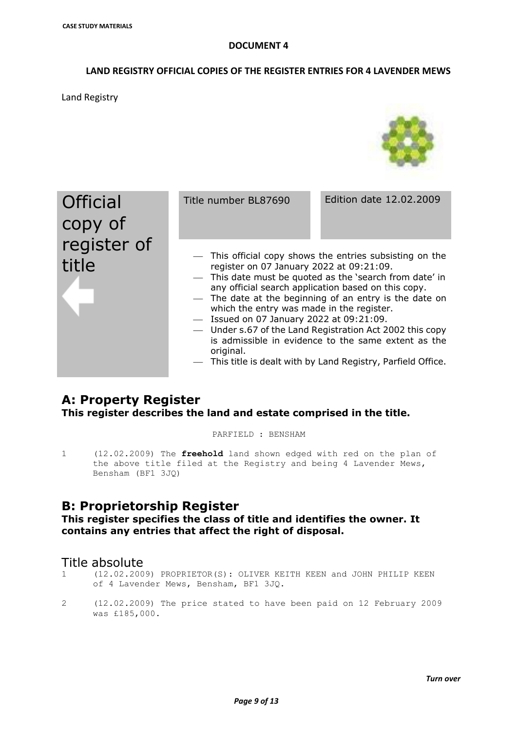**CASE STUDY MATERIALS**

**DOCUMENT 4**

**LAND REGISTRY OFFICIAL COPIES OF THE REGISTER ENTRIES FOR 4 LAVENDER MEWS**

Land Registry

| Official copy of register of title | Title number BL87690 | Edition date 12.02.2009 |
|---|---|---|

- This official copy shows the entries subsisting on the register on 07 January 2022 at 09:21:09.
- This date must be quoted as the 'search from date' in any official search application based on this copy.
- The date at the beginning of an entry is the date on which the entry was made in the register.
- Issued on 07 January 2022 at 09:21:09.
- Under s.67 of the Land Registration Act 2002 this copy is admissible in evidence to the same extent as the original.
- This title is dealt with by Land Registry, Parfield Office.

## A: Property Register

**This register describes the land and estate comprised in the title.**

PARFIELD : BENSHAM

1 (12.02.2009) The **freehold** land shown edged with red on the plan of the above title filed at the Registry and being 4 Lavender Mews, Bensham (BF1 3JQ)

## B: Proprietorship Register

**This register specifies the class of title and identifies the owner. It contains any entries that affect the right of disposal.**

### Title absolute

1 (12.02.2009) PROPRIETOR(S): OLIVER KEITH KEEN and JOHN PHILIP KEEN of 4 Lavender Mews, Bensham, BF1 3JQ.

2 (12.02.2009) The price stated to have been paid on 12 February 2009 was £185,000.

*Turn over*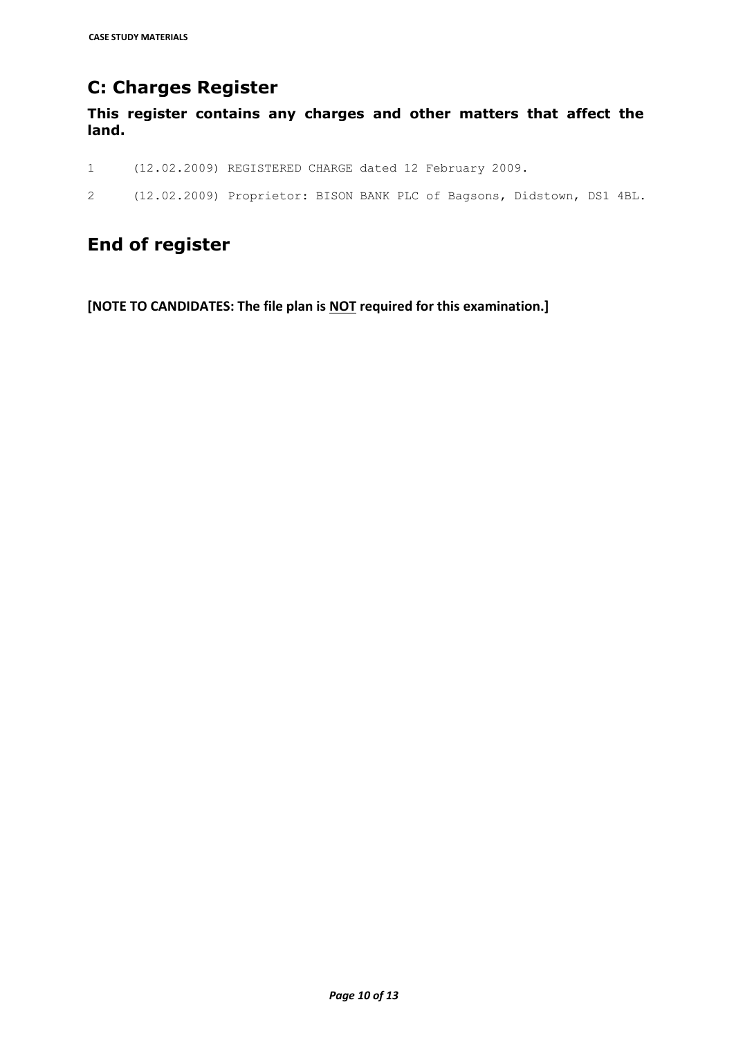## C: Charges Register

**This register contains any charges and other matters that affect the land.**

1 (12.02.2009) REGISTERED CHARGE dated 12 February 2009.

2 (12.02.2009) Proprietor: BISON BANK PLC of Bagsons, Didstown, DS1 4BL.

## End of register

**[NOTE TO CANDIDATES: The file plan is NOT required for this examination.]**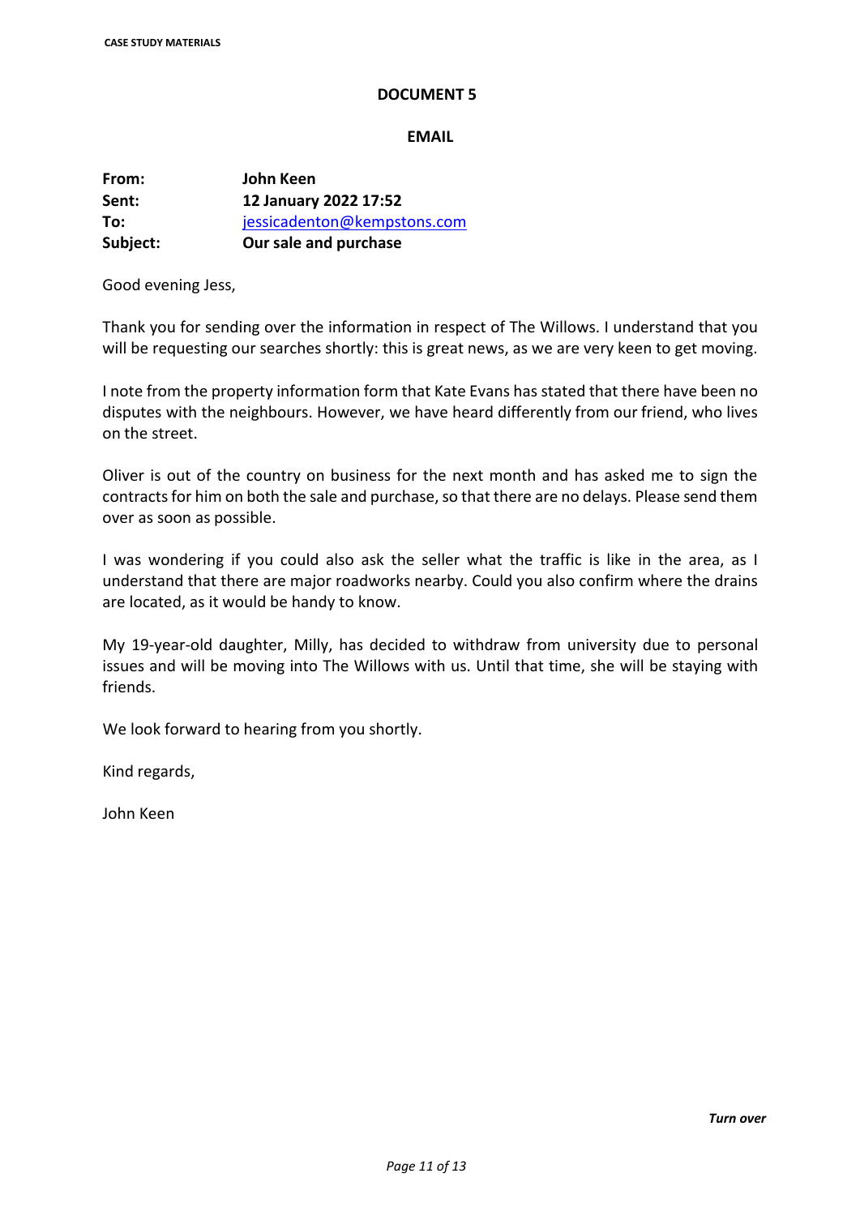**CASE STUDY MATERIALS**

## DOCUMENT 5

### EMAIL

| | |
|---|---|
| **From:** | **John Keen** |
| **Sent:** | **12 January 2022 17:52** |
| **To:** | jessicadenton@kempstons.com |
| **Subject:** | **Our sale and purchase** |

Good evening Jess,

Thank you for sending over the information in respect of The Willows. I understand that you will be requesting our searches shortly: this is great news, as we are very keen to get moving.

I note from the property information form that Kate Evans has stated that there have been no disputes with the neighbours. However, we have heard differently from our friend, who lives on the street.

Oliver is out of the country on business for the next month and has asked me to sign the contracts for him on both the sale and purchase, so that there are no delays. Please send them over as soon as possible.

I was wondering if you could also ask the seller what the traffic is like in the area, as I understand that there are major roadworks nearby. Could you also confirm where the drains are located, as it would be handy to know.

My 19-year-old daughter, Milly, has decided to withdraw from university due to personal issues and will be moving into The Willows with us. Until that time, she will be staying with friends.

We look forward to hearing from you shortly.

Kind regards,

John Keen

*Turn over*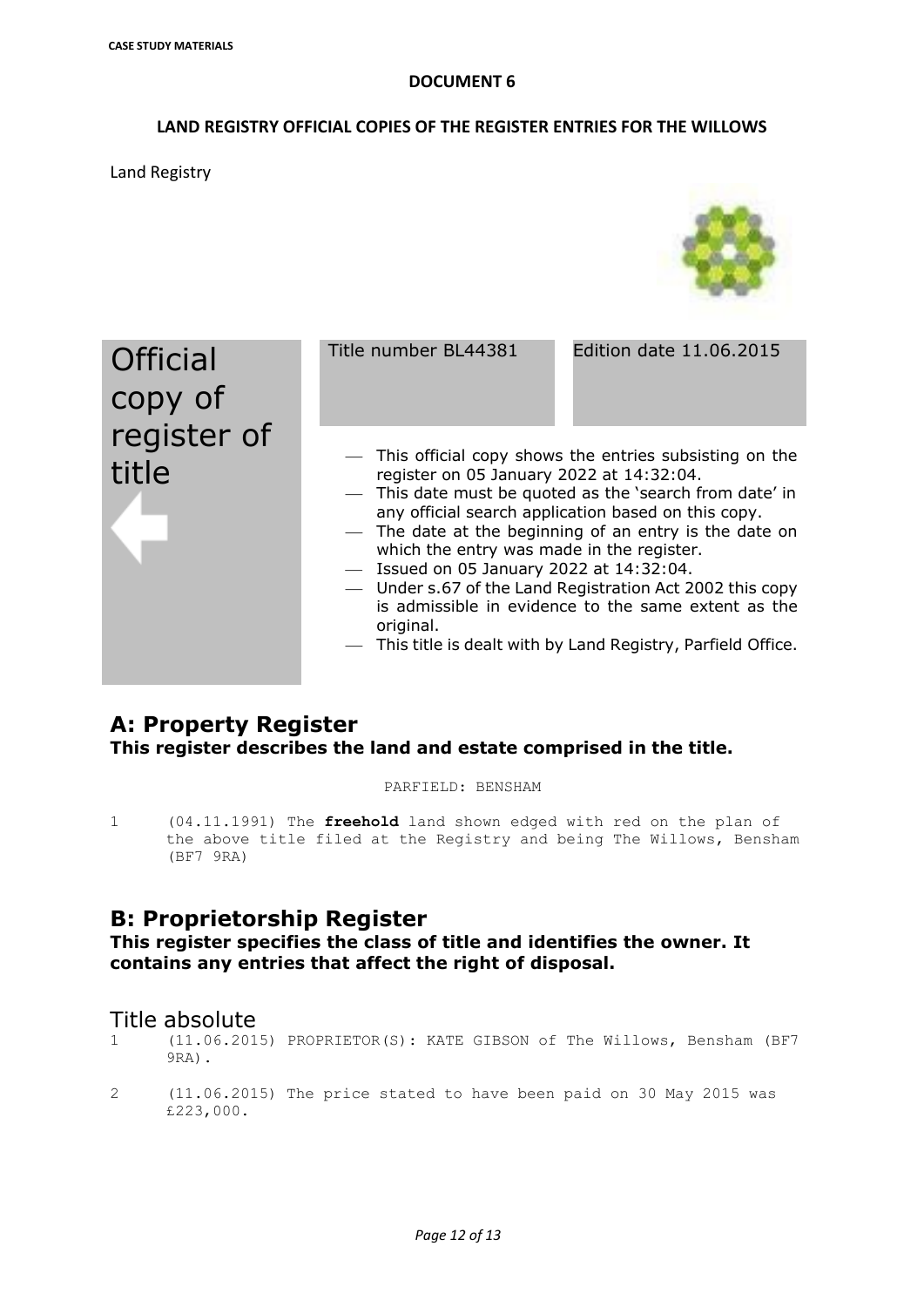**CASE STUDY MATERIALS**

**DOCUMENT 6**

**LAND REGISTRY OFFICIAL COPIES OF THE REGISTER ENTRIES FOR THE WILLOWS**

Land Registry

| Official copy of register of title | Title number BL44381 | Edition date 11.06.2015 |
|---|---|---|

- This official copy shows the entries subsisting on the register on 05 January 2022 at 14:32:04.
- This date must be quoted as the 'search from date' in any official search application based on this copy.
- The date at the beginning of an entry is the date on which the entry was made in the register.
- Issued on 05 January 2022 at 14:32:04.
- Under s.67 of the Land Registration Act 2002 this copy is admissible in evidence to the same extent as the original.
- This title is dealt with by Land Registry, Parfield Office.

## A: Property Register

**This register describes the land and estate comprised in the title.**

PARFIELD: BENSHAM

1 (04.11.1991) The **freehold** land shown edged with red on the plan of the above title filed at the Registry and being The Willows, Bensham (BF7 9RA)

## B: Proprietorship Register

**This register specifies the class of title and identifies the owner. It contains any entries that affect the right of disposal.**

### Title absolute

1 (11.06.2015) PROPRIETOR(S): KATE GIBSON of The Willows, Bensham (BF7 9RA).

2 (11.06.2015) The price stated to have been paid on 30 May 2015 was £223,000.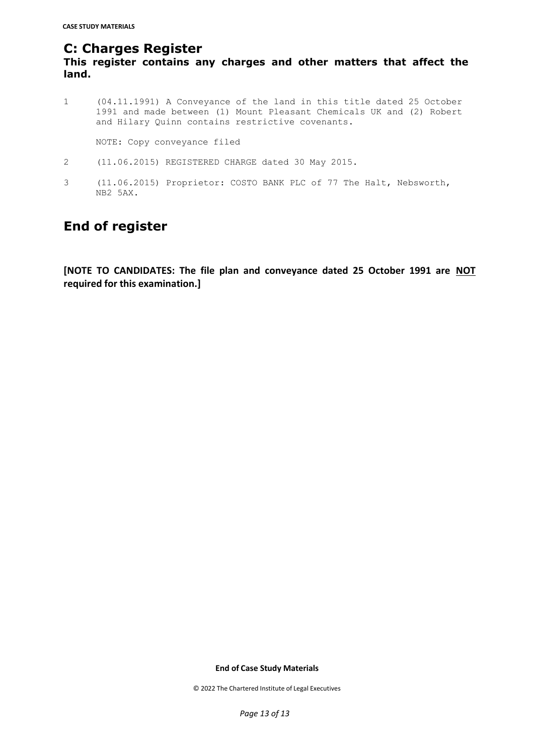## C: Charges Register

**This register contains any charges and other matters that affect the land.**

1 (04.11.1991) A Conveyance of the land in this title dated 25 October 1991 and made between (1) Mount Pleasant Chemicals UK and (2) Robert and Hilary Quinn contains restrictive covenants.

NOTE: Copy conveyance filed

2 (11.06.2015) REGISTERED CHARGE dated 30 May 2015.

3 (11.06.2015) Proprietor: COSTO BANK PLC of 77 The Halt, Nebsworth, NB2 5AX.

## End of register

**[NOTE TO CANDIDATES: The file plan and conveyance dated 25 October 1991 are NOT required for this examination.]**

**End of Case Study Materials**

© 2022 The Chartered Institute of Legal Executives